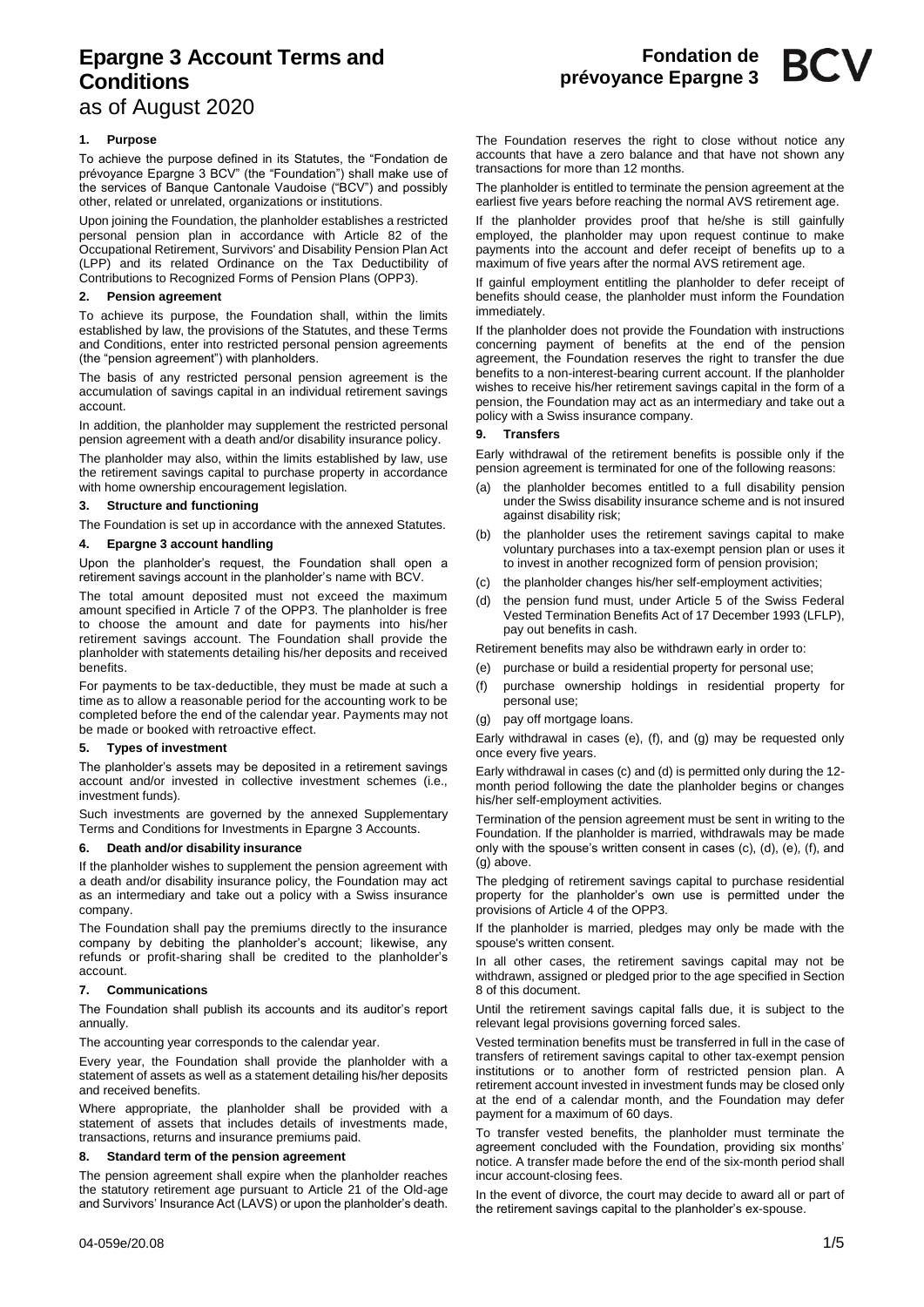# Epargne 3 Account Terms and Conditions

as of August 2020

**Fondation de prévoyance Epargne 3** **BCV**

## 1. Purpose

To achieve the purpose defined in its Statutes, the "Fondation de prévoyance Epargne 3 BCV" (the "Foundation") shall make use of the services of Banque Cantonale Vaudoise ("BCV") and possibly other, related or unrelated, organizations or institutions.

Upon joining the Foundation, the planholder establishes a restricted personal pension plan in accordance with Article 82 of the Occupational Retirement, Survivors' and Disability Pension Plan Act (LPP) and its related Ordinance on the Tax Deductibility of Contributions to Recognized Forms of Pension Plans (OPP3).

## 2. Pension agreement

To achieve its purpose, the Foundation shall, within the limits established by law, the provisions of the Statutes, and these Terms and Conditions, enter into restricted personal pension agreements (the "pension agreement") with planholders.

The basis of any restricted personal pension agreement is the accumulation of savings capital in an individual retirement savings account.

In addition, the planholder may supplement the restricted personal pension agreement with a death and/or disability insurance policy.

The planholder may also, within the limits established by law, use the retirement savings capital to purchase property in accordance with home ownership encouragement legislation.

## 3. Structure and functioning

The Foundation is set up in accordance with the annexed Statutes.

## 4. Epargne 3 account handling

Upon the planholder's request, the Foundation shall open a retirement savings account in the planholder's name with BCV.

The total amount deposited must not exceed the maximum amount specified in Article 7 of the OPP3. The planholder is free to choose the amount and date for payments into his/her retirement savings account. The Foundation shall provide the planholder with statements detailing his/her deposits and received benefits.

For payments to be tax-deductible, they must be made at such a time as to allow a reasonable period for the accounting work to be completed before the end of the calendar year. Payments may not be made or booked with retroactive effect.

## 5. Types of investment

The planholder's assets may be deposited in a retirement savings account and/or invested in collective investment schemes (i.e., investment funds).

Such investments are governed by the annexed Supplementary Terms and Conditions for Investments in Epargne 3 Accounts.

## 6. Death and/or disability insurance

If the planholder wishes to supplement the pension agreement with a death and/or disability insurance policy, the Foundation may act as an intermediary and take out a policy with a Swiss insurance company.

The Foundation shall pay the premiums directly to the insurance company by debiting the planholder's account; likewise, any refunds or profit-sharing shall be credited to the planholder's account.

## 7. Communications

The Foundation shall publish its accounts and its auditor's report annually.

The accounting year corresponds to the calendar year.

Every year, the Foundation shall provide the planholder with a statement of assets as well as a statement detailing his/her deposits and received benefits.

Where appropriate, the planholder shall be provided with a statement of assets that includes details of investments made, transactions, returns and insurance premiums paid.

## 8. Standard term of the pension agreement

The pension agreement shall expire when the planholder reaches the statutory retirement age pursuant to Article 21 of the Old-age and Survivors' Insurance Act (LAVS) or upon the planholder's death.

The Foundation reserves the right to close without notice any accounts that have a zero balance and that have not shown any transactions for more than 12 months.

The planholder is entitled to terminate the pension agreement at the earliest five years before reaching the normal AVS retirement age.

If the planholder provides proof that he/she is still gainfully employed, the planholder may upon request continue to make payments into the account and defer receipt of benefits up to a maximum of five years after the normal AVS retirement age.

If gainful employment entitling the planholder to defer receipt of benefits should cease, the planholder must inform the Foundation immediately.

If the planholder does not provide the Foundation with instructions concerning payment of benefits at the end of the pension agreement, the Foundation reserves the right to transfer the due benefits to a non-interest-bearing current account. If the planholder wishes to receive his/her retirement savings capital in the form of a pension, the Foundation may act as an intermediary and take out a policy with a Swiss insurance company.

## 9. Transfers

Early withdrawal of the retirement benefits is possible only if the pension agreement is terminated for one of the following reasons:

(a) the planholder becomes entitled to a full disability pension under the Swiss disability insurance scheme and is not insured against disability risk;

(b) the planholder uses the retirement savings capital to make voluntary purchases into a tax-exempt pension plan or uses it to invest in another recognized form of pension provision;

(c) the planholder changes his/her self-employment activities;

(d) the pension fund must, under Article 5 of the Swiss Federal Vested Termination Benefits Act of 17 December 1993 (LFLP), pay out benefits in cash.

Retirement benefits may also be withdrawn early in order to:

(e) purchase or build a residential property for personal use;

(f) purchase ownership holdings in residential property for personal use;

(g) pay off mortgage loans.

Early withdrawal in cases (e), (f), and (g) may be requested only once every five years.

Early withdrawal in cases (c) and (d) is permitted only during the 12-month period following the date the planholder begins or changes his/her self-employment activities.

Termination of the pension agreement must be sent in writing to the Foundation. If the planholder is married, withdrawals may be made only with the spouse's written consent in cases (c), (d), (e), (f), and (g) above.

The pledging of retirement savings capital to purchase residential property for the planholder's own use is permitted under the provisions of Article 4 of the OPP3.

If the planholder is married, pledges may only be made with the spouse's written consent.

In all other cases, the retirement savings capital may not be withdrawn, assigned or pledged prior to the age specified in Section 8 of this document.

Until the retirement savings capital falls due, it is subject to the relevant legal provisions governing forced sales.

Vested termination benefits must be transferred in full in the case of transfers of retirement savings capital to other tax-exempt pension institutions or to another form of restricted pension plan. A retirement account invested in investment funds may be closed only at the end of a calendar month, and the Foundation may defer payment for a maximum of 60 days.

To transfer vested benefits, the planholder must terminate the agreement concluded with the Foundation, providing six months' notice. A transfer made before the end of the six-month period shall incur account-closing fees.

In the event of divorce, the court may decide to award all or part of the retirement savings capital to the planholder's ex-spouse.

04-059e/20.08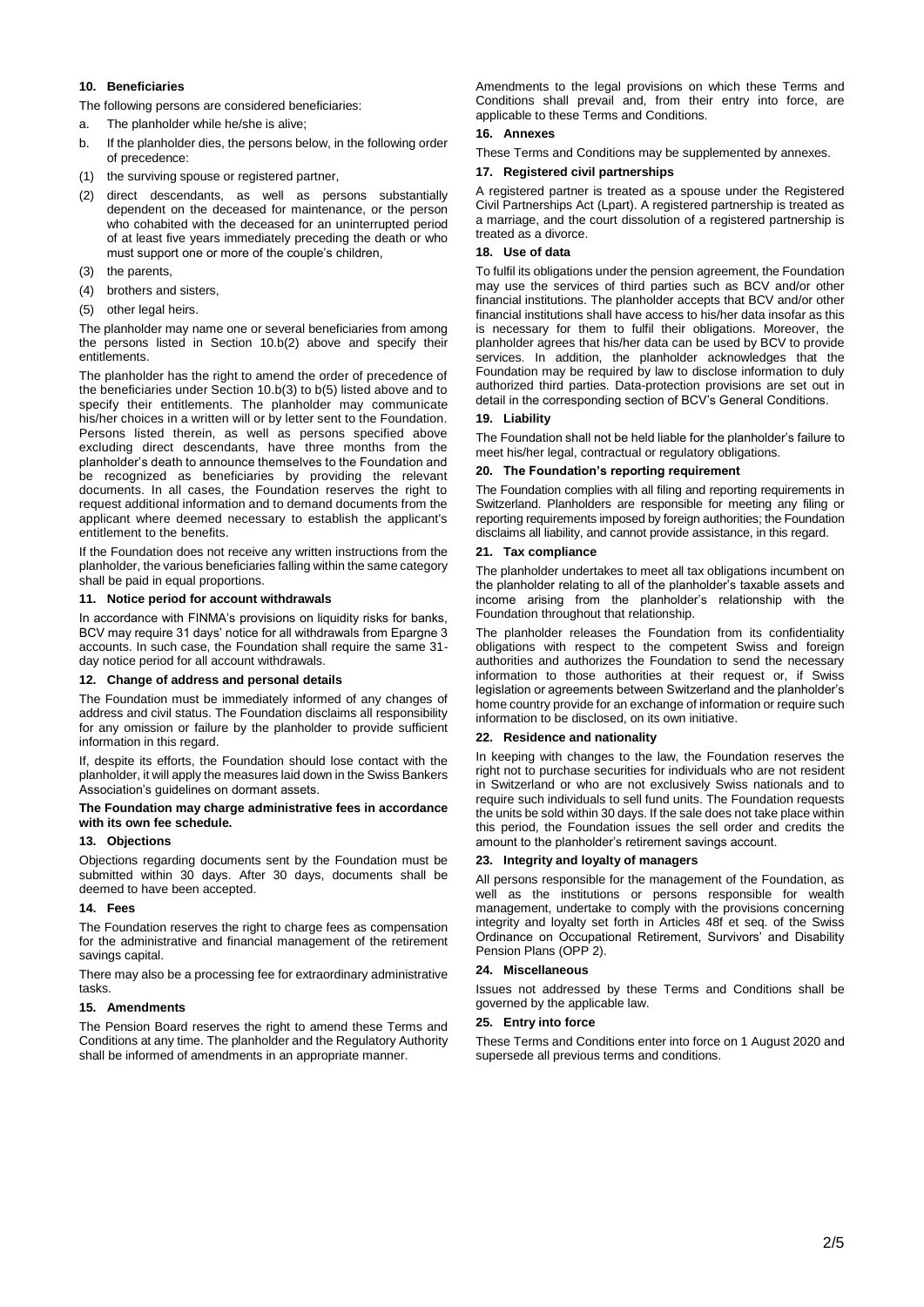## 10. Beneficiaries

The following persons are considered beneficiaries:

a. The planholder while he/she is alive;

b. If the planholder dies, the persons below, in the following order of precedence:

(1) the surviving spouse or registered partner,

(2) direct descendants, as well as persons substantially dependent on the deceased for maintenance, or the person who cohabited with the deceased for an uninterrupted period of at least five years immediately preceding the death or who must support one or more of the couple's children,

(3) the parents,

(4) brothers and sisters,

(5) other legal heirs.

The planholder may name one or several beneficiaries from among the persons listed in Section 10.b(2) above and specify their entitlements.

The planholder has the right to amend the order of precedence of the beneficiaries under Section 10.b(3) to b(5) listed above and to specify their entitlements. The planholder may communicate his/her choices in a written will or by letter sent to the Foundation. Persons listed therein, as well as persons specified above excluding direct descendants, have three months from the planholder's death to announce themselves to the Foundation and be recognized as beneficiaries by providing the relevant documents. In all cases, the Foundation reserves the right to request additional information and to demand documents from the applicant where deemed necessary to establish the applicant's entitlement to the benefits.

If the Foundation does not receive any written instructions from the planholder, the various beneficiaries falling within the same category shall be paid in equal proportions.

## 11. Notice period for account withdrawals

In accordance with FINMA's provisions on liquidity risks for banks, BCV may require 31 days' notice for all withdrawals from Epargne 3 accounts. In such case, the Foundation shall require the same 31-day notice period for all account withdrawals.

## 12. Change of address and personal details

The Foundation must be immediately informed of any changes of address and civil status. The Foundation disclaims all responsibility for any omission or failure by the planholder to provide sufficient information in this regard.

If, despite its efforts, the Foundation should lose contact with the planholder, it will apply the measures laid down in the Swiss Bankers Association's guidelines on dormant assets.

**The Foundation may charge administrative fees in accordance with its own fee schedule.**

## 13. Objections

Objections regarding documents sent by the Foundation must be submitted within 30 days. After 30 days, documents shall be deemed to have been accepted.

## 14. Fees

The Foundation reserves the right to charge fees as compensation for the administrative and financial management of the retirement savings capital.

There may also be a processing fee for extraordinary administrative tasks.

## 15. Amendments

The Pension Board reserves the right to amend these Terms and Conditions at any time. The planholder and the Regulatory Authority shall be informed of amendments in an appropriate manner.

Amendments to the legal provisions on which these Terms and Conditions shall prevail and, from their entry into force, are applicable to these Terms and Conditions.

## 16. Annexes

These Terms and Conditions may be supplemented by annexes.

## 17. Registered civil partnerships

A registered partner is treated as a spouse under the Registered Civil Partnerships Act (Lpart). A registered partnership is treated as a marriage, and the court dissolution of a registered partnership is treated as a divorce.

## 18. Use of data

To fulfil its obligations under the pension agreement, the Foundation may use the services of third parties such as BCV and/or other financial institutions. The planholder accepts that BCV and/or other financial institutions shall have access to his/her data insofar as this is necessary for them to fulfil their obligations. Moreover, the planholder agrees that his/her data can be used by BCV to provide services. In addition, the planholder acknowledges that the Foundation may be required by law to disclose information to duly authorized third parties. Data-protection provisions are set out in detail in the corresponding section of BCV's General Conditions.

## 19. Liability

The Foundation shall not be held liable for the planholder's failure to meet his/her legal, contractual or regulatory obligations.

## 20. The Foundation's reporting requirement

The Foundation complies with all filing and reporting requirements in Switzerland. Planholders are responsible for meeting any filing or reporting requirements imposed by foreign authorities; the Foundation disclaims all liability, and cannot provide assistance, in this regard.

## 21. Tax compliance

The planholder undertakes to meet all tax obligations incumbent on the planholder relating to all of the planholder's taxable assets and income arising from the planholder's relationship with the Foundation throughout that relationship.

The planholder releases the Foundation from its confidentiality obligations with respect to the competent Swiss and foreign authorities and authorizes the Foundation to send the necessary information to those authorities at their request or, if Swiss legislation or agreements between Switzerland and the planholder's home country provide for an exchange of information or require such information to be disclosed, on its own initiative.

## 22. Residence and nationality

In keeping with changes to the law, the Foundation reserves the right not to purchase securities for individuals who are not resident in Switzerland or who are not exclusively Swiss nationals and to require such individuals to sell fund units. The Foundation requests the units be sold within 30 days. If the sale does not take place within this period, the Foundation issues the sell order and credits the amount to the planholder's retirement savings account.

## 23. Integrity and loyalty of managers

All persons responsible for the management of the Foundation, as well as the institutions or persons responsible for wealth management, undertake to comply with the provisions concerning integrity and loyalty set forth in Articles 48f et seq. of the Swiss Ordinance on Occupational Retirement, Survivors' and Disability Pension Plans (OPP 2).

## 24. Miscellaneous

Issues not addressed by these Terms and Conditions shall be governed by the applicable law.

## 25. Entry into force

These Terms and Conditions enter into force on 1 August 2020 and supersede all previous terms and conditions.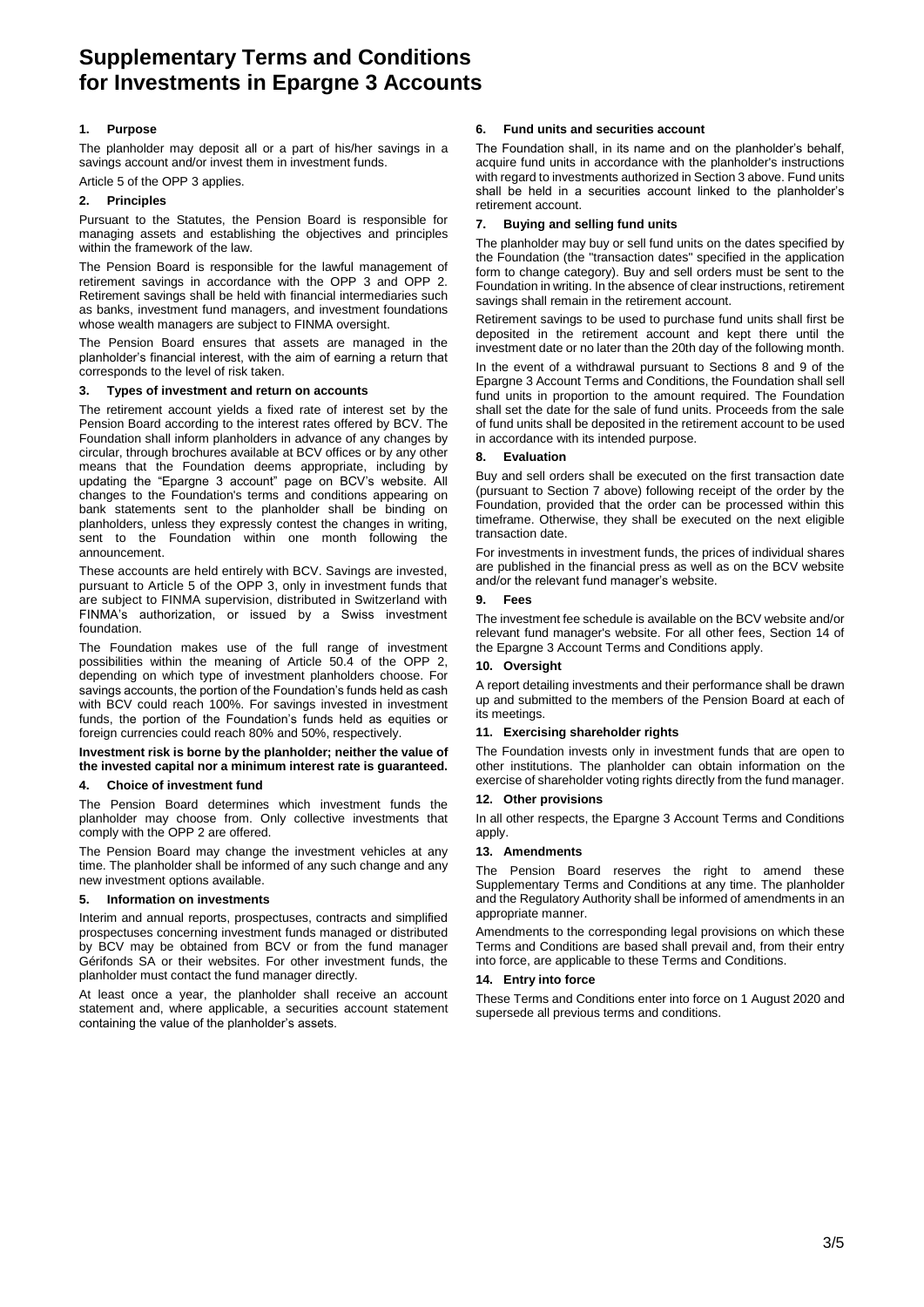# Supplementary Terms and Conditions for Investments in Epargne 3 Accounts

## 1. Purpose

The planholder may deposit all or a part of his/her savings in a savings account and/or invest them in investment funds.

Article 5 of the OPP 3 applies.

## 2. Principles

Pursuant to the Statutes, the Pension Board is responsible for managing assets and establishing the objectives and principles within the framework of the law.

The Pension Board is responsible for the lawful management of retirement savings in accordance with the OPP 3 and OPP 2. Retirement savings shall be held with financial intermediaries such as banks, investment fund managers, and investment foundations whose wealth managers are subject to FINMA oversight.

The Pension Board ensures that assets are managed in the planholder's financial interest, with the aim of earning a return that corresponds to the level of risk taken.

## 3. Types of investment and return on accounts

The retirement account yields a fixed rate of interest set by the Pension Board according to the interest rates offered by BCV. The Foundation shall inform planholders in advance of any changes by circular, through brochures available at BCV offices or by any other means that the Foundation deems appropriate, including by updating the "Epargne 3 account" page on BCV's website. All changes to the Foundation's terms and conditions appearing on bank statements sent to the planholder shall be binding on planholders, unless they expressly contest the changes in writing, sent to the Foundation within one month following the announcement.

These accounts are held entirely with BCV. Savings are invested, pursuant to Article 5 of the OPP 3, only in investment funds that are subject to FINMA supervision, distributed in Switzerland with FINMA's authorization, or issued by a Swiss investment foundation.

The Foundation makes use of the full range of investment possibilities within the meaning of Article 50.4 of the OPP 2, depending on which type of investment planholders choose. For savings accounts, the portion of the Foundation's funds held as cash with BCV could reach 100%. For savings invested in investment funds, the portion of the Foundation's funds held as equities or foreign currencies could reach 80% and 50%, respectively.

**Investment risk is borne by the planholder; neither the value of the invested capital nor a minimum interest rate is guaranteed.**

## 4. Choice of investment fund

The Pension Board determines which investment funds the planholder may choose from. Only collective investments that comply with the OPP 2 are offered.

The Pension Board may change the investment vehicles at any time. The planholder shall be informed of any such change and any new investment options available.

## 5. Information on investments

Interim and annual reports, prospectuses, contracts and simplified prospectuses concerning investment funds managed or distributed by BCV may be obtained from BCV or from the fund manager Gérifonds SA or their websites. For other investment funds, the planholder must contact the fund manager directly.

At least once a year, the planholder shall receive an account statement and, where applicable, a securities account statement containing the value of the planholder's assets.

## 6. Fund units and securities account

The Foundation shall, in its name and on the planholder's behalf, acquire fund units in accordance with the planholder's instructions with regard to investments authorized in Section 3 above. Fund units shall be held in a securities account linked to the planholder's retirement account.

## 7. Buying and selling fund units

The planholder may buy or sell fund units on the dates specified by the Foundation (the "transaction dates" specified in the application form to change category). Buy and sell orders must be sent to the Foundation in writing. In the absence of clear instructions, retirement savings shall remain in the retirement account.

Retirement savings to be used to purchase fund units shall first be deposited in the retirement account and kept there until the investment date or no later than the 20th day of the following month.

In the event of a withdrawal pursuant to Sections 8 and 9 of the Epargne 3 Account Terms and Conditions, the Foundation shall sell fund units in proportion to the amount required. The Foundation shall set the date for the sale of fund units. Proceeds from the sale of fund units shall be deposited in the retirement account to be used in accordance with its intended purpose.

## 8. Evaluation

Buy and sell orders shall be executed on the first transaction date (pursuant to Section 7 above) following receipt of the order by the Foundation, provided that the order can be processed within this timeframe. Otherwise, they shall be executed on the next eligible transaction date.

For investments in investment funds, the prices of individual shares are published in the financial press as well as on the BCV website and/or the relevant fund manager's website.

## 9. Fees

The investment fee schedule is available on the BCV website and/or relevant fund manager's website. For all other fees, Section 14 of the Epargne 3 Account Terms and Conditions apply.

## 10. Oversight

A report detailing investments and their performance shall be drawn up and submitted to the members of the Pension Board at each of its meetings.

## 11. Exercising shareholder rights

The Foundation invests only in investment funds that are open to other institutions. The planholder can obtain information on the exercise of shareholder voting rights directly from the fund manager.

## 12. Other provisions

In all other respects, the Epargne 3 Account Terms and Conditions apply.

## 13. Amendments

The Pension Board reserves the right to amend these Supplementary Terms and Conditions at any time. The planholder and the Regulatory Authority shall be informed of amendments in an appropriate manner.

Amendments to the corresponding legal provisions on which these Terms and Conditions are based shall prevail and, from their entry into force, are applicable to these Terms and Conditions.

## 14. Entry into force

These Terms and Conditions enter into force on 1 August 2020 and supersede all previous terms and conditions.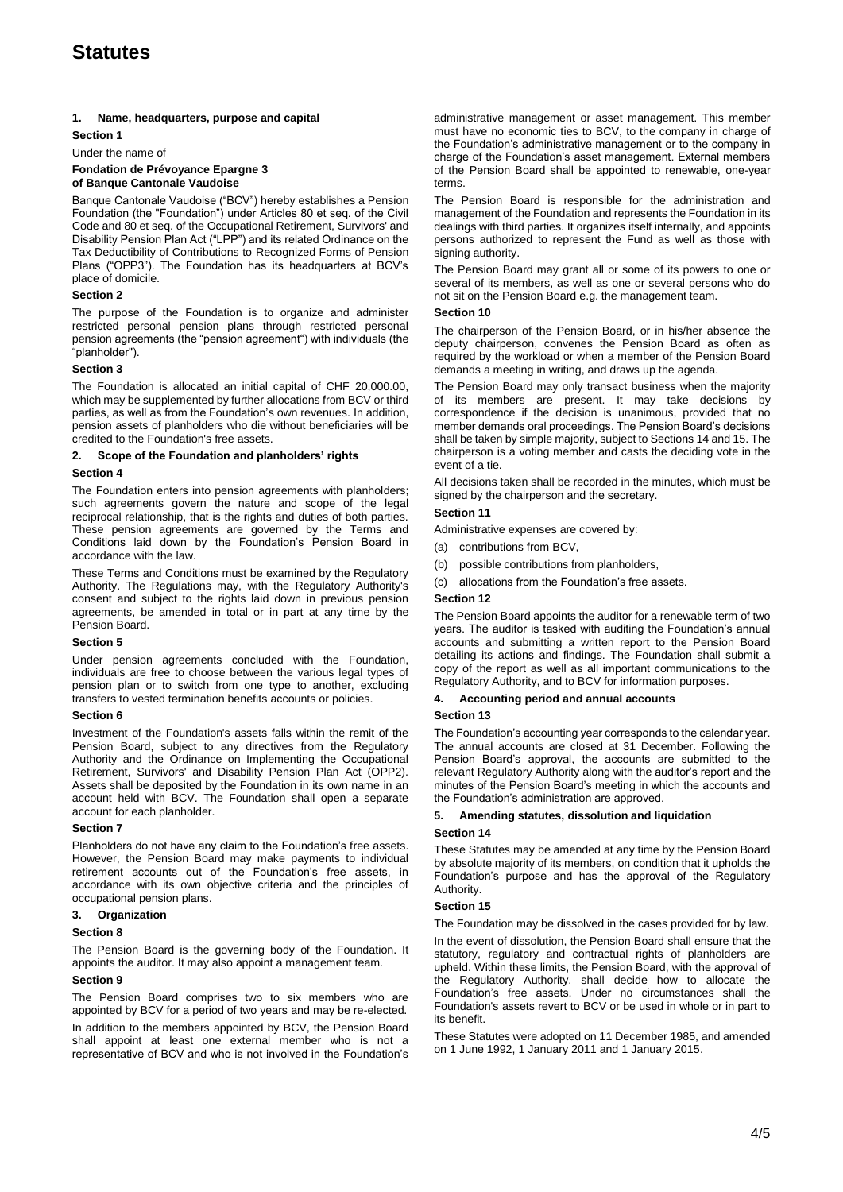# Statutes

## 1. Name, headquarters, purpose and capital

### Section 1

Under the name of

**Fondation de Prévoyance Epargne 3 of Banque Cantonale Vaudoise**

Banque Cantonale Vaudoise ("BCV") hereby establishes a Pension Foundation (the "Foundation") under Articles 80 et seq. of the Civil Code and 80 et seq. of the Occupational Retirement, Survivors' and Disability Pension Plan Act ("LPP") and its related Ordinance on the Tax Deductibility of Contributions to Recognized Forms of Pension Plans ("OPP3"). The Foundation has its headquarters at BCV's place of domicile.

### Section 2

The purpose of the Foundation is to organize and administer restricted personal pension plans through restricted personal pension agreements (the "pension agreement") with individuals (the "planholder").

### Section 3

The Foundation is allocated an initial capital of CHF 20,000.00, which may be supplemented by further allocations from BCV or third parties, as well as from the Foundation's own revenues. In addition, pension assets of planholders who die without beneficiaries will be credited to the Foundation's free assets.

## 2. Scope of the Foundation and planholders' rights

### Section 4

The Foundation enters into pension agreements with planholders; such agreements govern the nature and scope of the legal reciprocal relationship, that is the rights and duties of both parties. These pension agreements are governed by the Terms and Conditions laid down by the Foundation's Pension Board in accordance with the law.

These Terms and Conditions must be examined by the Regulatory Authority. The Regulations may, with the Regulatory Authority's consent and subject to the rights laid down in previous pension agreements, be amended in total or in part at any time by the Pension Board.

### Section 5

Under pension agreements concluded with the Foundation, individuals are free to choose between the various legal types of pension plan or to switch from one type to another, excluding transfers to vested termination benefits accounts or policies.

### Section 6

Investment of the Foundation's assets falls within the remit of the Pension Board, subject to any directives from the Regulatory Authority and the Ordinance on Implementing the Occupational Retirement, Survivors' and Disability Pension Plan Act (OPP2). Assets shall be deposited by the Foundation in its own name in an account held with BCV. The Foundation shall open a separate account for each planholder.

### Section 7

Planholders do not have any claim to the Foundation's free assets. However, the Pension Board may make payments to individual retirement accounts out of the Foundation's free assets, in accordance with its own objective criteria and the principles of occupational pension plans.

## 3. Organization

### Section 8

The Pension Board is the governing body of the Foundation. It appoints the auditor. It may also appoint a management team.

### Section 9

The Pension Board comprises two to six members who are appointed by BCV for a period of two years and may be re-elected.

In addition to the members appointed by BCV, the Pension Board shall appoint at least one external member who is not a representative of BCV and who is not involved in the Foundation's administrative management or asset management. This member must have no economic ties to BCV, to the company in charge of the Foundation's administrative management or to the company in charge of the Foundation's asset management. External members of the Pension Board shall be appointed to renewable, one-year terms.

The Pension Board is responsible for the administration and management of the Foundation and represents the Foundation in its dealings with third parties. It organizes itself internally, and appoints persons authorized to represent the Fund as well as those with signing authority.

The Pension Board may grant all or some of its powers to one or several of its members, as well as one or several persons who do not sit on the Pension Board e.g. the management team.

### Section 10

The chairperson of the Pension Board, or in his/her absence the deputy chairperson, convenes the Pension Board as often as required by the workload or when a member of the Pension Board demands a meeting in writing, and draws up the agenda.

The Pension Board may only transact business when the majority of its members are present. It may take decisions by correspondence if the decision is unanimous, provided that no member demands oral proceedings. The Pension Board's decisions shall be taken by simple majority, subject to Sections 14 and 15. The chairperson is a voting member and casts the deciding vote in the event of a tie.

All decisions taken shall be recorded in the minutes, which must be signed by the chairperson and the secretary.

### Section 11

Administrative expenses are covered by:

(a) contributions from BCV,

(b) possible contributions from planholders,

(c) allocations from the Foundation's free assets.

### Section 12

The Pension Board appoints the auditor for a renewable term of two years. The auditor is tasked with auditing the Foundation's annual accounts and submitting a written report to the Pension Board detailing its actions and findings. The Foundation shall submit a copy of the report as well as all important communications to the Regulatory Authority, and to BCV for information purposes.

## 4. Accounting period and annual accounts

### Section 13

The Foundation's accounting year corresponds to the calendar year. The annual accounts are closed at 31 December. Following the Pension Board's approval, the accounts are submitted to the relevant Regulatory Authority along with the auditor's report and the minutes of the Pension Board's meeting in which the accounts and the Foundation's administration are approved.

## 5. Amending statutes, dissolution and liquidation

### Section 14

These Statutes may be amended at any time by the Pension Board by absolute majority of its members, on condition that it upholds the Foundation's purpose and has the approval of the Regulatory Authority.

### Section 15

The Foundation may be dissolved in the cases provided for by law.

In the event of dissolution, the Pension Board shall ensure that the statutory, regulatory and contractual rights of planholders are upheld. Within these limits, the Pension Board, with the approval of the Regulatory Authority, shall decide how to allocate the Foundation's free assets. Under no circumstances shall the Foundation's assets revert to BCV or be used in whole or in part to its benefit.

These Statutes were adopted on 11 December 1985, and amended on 1 June 1992, 1 January 2011 and 1 January 2015.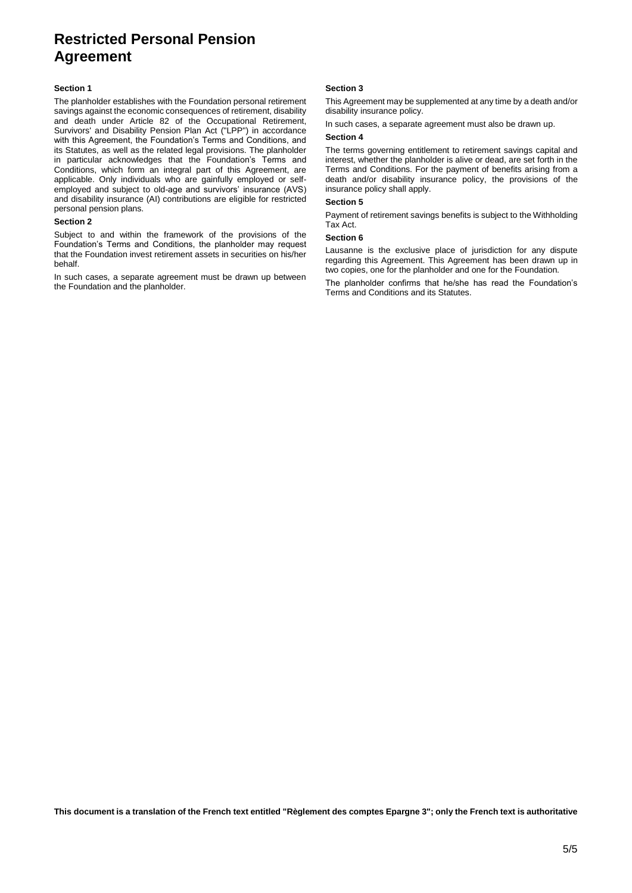# Restricted Personal Pension Agreement

**Section 1**

The planholder establishes with the Foundation personal retirement savings against the economic consequences of retirement, disability and death under Article 82 of the Occupational Retirement, Survivors' and Disability Pension Plan Act ("LPP") in accordance with this Agreement, the Foundation's Terms and Conditions, and its Statutes, as well as the related legal provisions. The planholder in particular acknowledges that the Foundation's Terms and Conditions, which form an integral part of this Agreement, are applicable. Only individuals who are gainfully employed or self-employed and subject to old-age and survivors' insurance (AVS) and disability insurance (AI) contributions are eligible for restricted personal pension plans.

**Section 2**

Subject to and within the framework of the provisions of the Foundation's Terms and Conditions, the planholder may request that the Foundation invest retirement assets in securities on his/her behalf.

In such cases, a separate agreement must be drawn up between the Foundation and the planholder.

**Section 3**

This Agreement may be supplemented at any time by a death and/or disability insurance policy.

In such cases, a separate agreement must also be drawn up.

**Section 4**

The terms governing entitlement to retirement savings capital and interest, whether the planholder is alive or dead, are set forth in the Terms and Conditions. For the payment of benefits arising from a death and/or disability insurance policy, the provisions of the insurance policy shall apply.

**Section 5**

Payment of retirement savings benefits is subject to the Withholding Tax Act.

**Section 6**

Lausanne is the exclusive place of jurisdiction for any dispute regarding this Agreement. This Agreement has been drawn up in two copies, one for the planholder and one for the Foundation.

The planholder confirms that he/she has read the Foundation's Terms and Conditions and its Statutes.

**This document is a translation of the French text entitled "Règlement des comptes Epargne 3"; only the French text is authoritative**